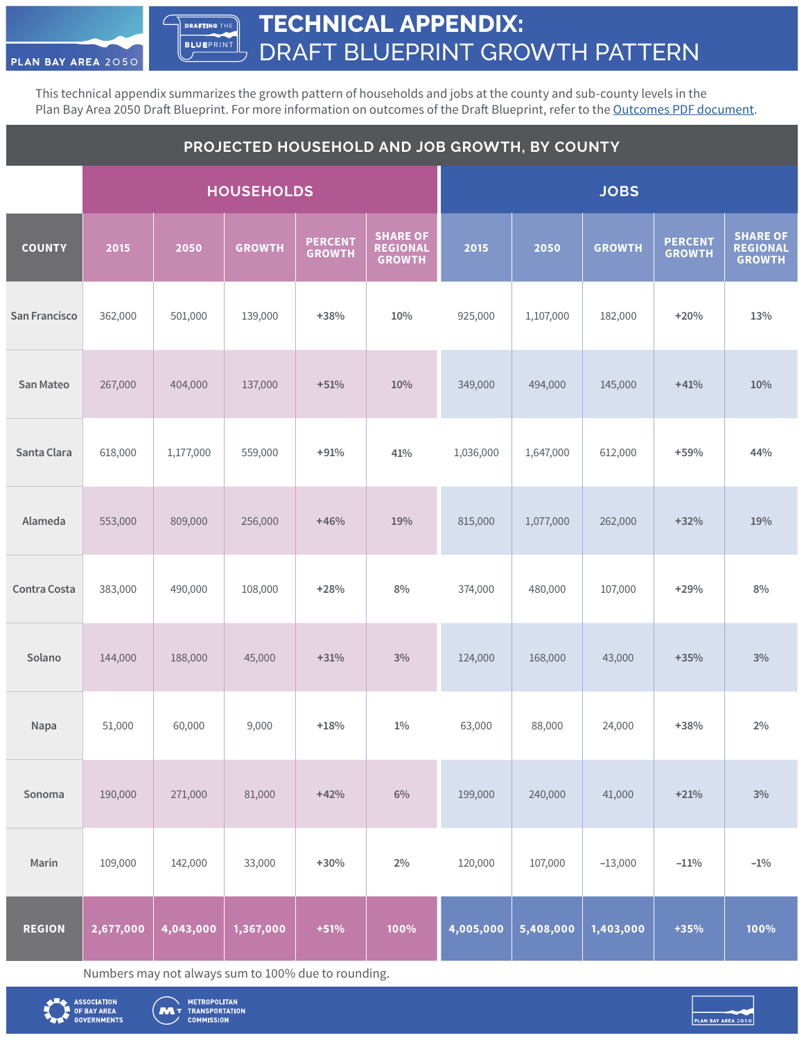# TECHNICAL APPENDIX: DRAFT BLUEPRINT GROWTH PATTERN

This technical appendix summarizes the growth pattern of households and jobs at the county and sub-county levels in the Plan Bay Area 2050 Draft Blueprint. For more information on outcomes of the Draft Blueprint, refer to the Outcomes PDF document.

## PROJECTED HOUSEHOLD AND JOB GROWTH, BY COUNTY

| | HOUSEHOLDS | | | | | JOBS | | | | |
|---|---|---|---|---|---|---|---|---|---|---|
| COUNTY | 2015 | 2050 | GROWTH | PERCENT GROWTH | SHARE OF REGIONAL GROWTH | 2015 | 2050 | GROWTH | PERCENT GROWTH | SHARE OF REGIONAL GROWTH |
| San Francisco | 362,000 | 501,000 | 139,000 | +38% | 10% | 925,000 | 1,107,000 | 182,000 | +20% | 13% |
| San Mateo | 267,000 | 404,000 | 137,000 | +51% | 10% | 349,000 | 494,000 | 145,000 | +41% | 10% |
| Santa Clara | 618,000 | 1,177,000 | 559,000 | +91% | 41% | 1,036,000 | 1,647,000 | 612,000 | +59% | 44% |
| Alameda | 553,000 | 809,000 | 256,000 | +46% | 19% | 815,000 | 1,077,000 | 262,000 | +32% | 19% |
| Contra Costa | 383,000 | 490,000 | 108,000 | +28% | 8% | 374,000 | 480,000 | 107,000 | +29% | 8% |
| Solano | 144,000 | 188,000 | 45,000 | +31% | 3% | 124,000 | 168,000 | 43,000 | +35% | 3% |
| Napa | 51,000 | 60,000 | 9,000 | +18% | 1% | 63,000 | 88,000 | 24,000 | +38% | 2% |
| Sonoma | 190,000 | 271,000 | 81,000 | +42% | 6% | 199,000 | 240,000 | 41,000 | +21% | 3% |
| Marin | 109,000 | 142,000 | 33,000 | +30% | 2% | 120,000 | 107,000 | –13,000 | –11% | –1% |
| **REGION** | **2,677,000** | **4,043,000** | **1,367,000** | **+51%** | **100%** | **4,005,000** | **5,408,000** | **1,403,000** | **+35%** | **100%** |

Numbers may not always sum to 100% due to rounding.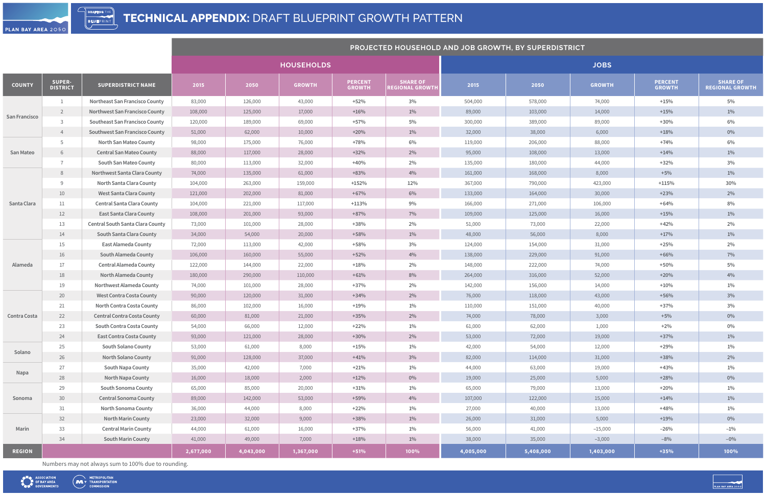# TECHNICAL APPENDIX: DRAFT BLUEPRINT GROWTH PATTERN

## PROJECTED HOUSEHOLD AND JOB GROWTH, BY SUPERDISTRICT

| | | | HOUSEHOLDS | | | | | JOBS | | | | |
|---|---|---|---|---|---|---|---|---|---|---|---|---|
| COUNTY | SUPER-DISTRICT | SUPERDISTRICT NAME | 2015 | 2050 | GROWTH | PERCENT GROWTH | SHARE OF REGIONAL GROWTH | 2015 | 2050 | GROWTH | PERCENT GROWTH | SHARE OF REGIONAL GROWTH |
| San Francisco | 1 | Northeast San Francisco County | 83,000 | 126,000 | 43,000 | +52% | 3% | 504,000 | 578,000 | 74,000 | +15% | 5% |
| | 2 | Northwest San Francisco County | 108,000 | 125,000 | 17,000 | +16% | 1% | 89,000 | 103,000 | 14,000 | +15% | 1% |
| | 3 | Southeast San Francisco County | 120,000 | 189,000 | 69,000 | +57% | 5% | 300,000 | 389,000 | 89,000 | +30% | 6% |
| | 4 | Southwest San Francisco County | 51,000 | 62,000 | 10,000 | +20% | 1% | 32,000 | 38,000 | 6,000 | +18% | 0% |
| San Mateo | 5 | North San Mateo County | 98,000 | 175,000 | 76,000 | +78% | 6% | 119,000 | 206,000 | 88,000 | +74% | 6% |
| | 6 | Central San Mateo County | 88,000 | 117,000 | 28,000 | +32% | 2% | 95,000 | 108,000 | 13,000 | +14% | 1% |
| | 7 | South San Mateo County | 80,000 | 113,000 | 32,000 | +40% | 2% | 135,000 | 180,000 | 44,000 | +32% | 3% |
| Santa Clara | 8 | Northwest Santa Clara County | 74,000 | 135,000 | 61,000 | +83% | 4% | 161,000 | 168,000 | 8,000 | +5% | 1% |
| | 9 | North Santa Clara County | 104,000 | 263,000 | 159,000 | +152% | 12% | 367,000 | 790,000 | 423,000 | +115% | 30% |
| | 10 | West Santa Clara County | 121,000 | 202,000 | 81,000 | +67% | 6% | 133,000 | 164,000 | 30,000 | +23% | 2% |
| | 11 | Central Santa Clara County | 104,000 | 221,000 | 117,000 | +113% | 9% | 166,000 | 271,000 | 106,000 | +64% | 8% |
| | 12 | East Santa Clara County | 108,000 | 201,000 | 93,000 | +87% | 7% | 109,000 | 125,000 | 16,000 | +15% | 1% |
| | 13 | Central South Santa Clara County | 73,000 | 101,000 | 28,000 | +38% | 2% | 51,000 | 73,000 | 22,000 | +42% | 2% |
| | 14 | South Santa Clara County | 34,000 | 54,000 | 20,000 | +58% | 1% | 48,000 | 56,000 | 8,000 | +17% | 1% |
| Alameda | 15 | East Alameda County | 72,000 | 113,000 | 42,000 | +58% | 3% | 124,000 | 154,000 | 31,000 | +25% | 2% |
| | 16 | South Alameda County | 106,000 | 160,000 | 55,000 | +52% | 4% | 138,000 | 229,000 | 91,000 | +66% | 7% |
| | 17 | Central Alameda County | 122,000 | 144,000 | 22,000 | +18% | 2% | 148,000 | 222,000 | 74,000 | +50% | 5% |
| | 18 | North Alameda County | 180,000 | 290,000 | 110,000 | +61% | 8% | 264,000 | 316,000 | 52,000 | +20% | 4% |
| | 19 | Northwest Alameda County | 74,000 | 101,000 | 28,000 | +37% | 2% | 142,000 | 156,000 | 14,000 | +10% | 1% |
| Contra Costa | 20 | West Contra Costa County | 90,000 | 120,000 | 31,000 | +34% | 2% | 76,000 | 118,000 | 43,000 | +56% | 3% |
| | 21 | North Contra Costa County | 86,000 | 102,000 | 16,000 | +19% | 1% | 110,000 | 151,000 | 40,000 | +37% | 3% |
| | 22 | Central Contra Costa County | 60,000 | 81,000 | 21,000 | +35% | 2% | 74,000 | 78,000 | 3,000 | +5% | 0% |
| | 23 | South Contra Costa County | 54,000 | 66,000 | 12,000 | +22% | 1% | 61,000 | 62,000 | 1,000 | +2% | 0% |
| | 24 | East Contra Costa County | 93,000 | 121,000 | 28,000 | +30% | 2% | 53,000 | 72,000 | 19,000 | +37% | 1% |
| Solano | 25 | South Solano County | 53,000 | 61,000 | 8,000 | +15% | 1% | 42,000 | 54,000 | 12,000 | +29% | 1% |
| | 26 | North Solano County | 91,000 | 128,000 | 37,000 | +41% | 3% | 82,000 | 114,000 | 31,000 | +38% | 2% |
| Napa | 27 | South Napa County | 35,000 | 42,000 | 7,000 | +21% | 1% | 44,000 | 63,000 | 19,000 | +43% | 1% |
| | 28 | North Napa County | 16,000 | 18,000 | 2,000 | +12% | 0% | 19,000 | 25,000 | 5,000 | +28% | 0% |
| Sonoma | 29 | South Sonoma County | 65,000 | 85,000 | 20,000 | +31% | 1% | 65,000 | 79,000 | 13,000 | +20% | 1% |
| | 30 | Central Sonoma County | 89,000 | 142,000 | 53,000 | +59% | 4% | 107,000 | 122,000 | 15,000 | +14% | 1% |
| | 31 | North Sonoma County | 36,000 | 44,000 | 8,000 | +22% | 1% | 27,000 | 40,000 | 13,000 | +48% | 1% |
| Marin | 32 | North Marin County | 23,000 | 32,000 | 9,000 | +38% | 1% | 26,000 | 31,000 | 5,000 | +19% | 0% |
| | 33 | Central Marin County | 44,000 | 61,000 | 16,000 | +37% | 1% | 56,000 | 41,000 | -15,000 | -26% | -1% |
| | 34 | South Marin County | 41,000 | 49,000 | 7,000 | +18% | 1% | 38,000 | 35,000 | -3,000 | -8% | -0% |
| REGION | | | 2,677,000 | 4,043,000 | 1,367,000 | +51% | 100% | 4,005,000 | 5,408,000 | 1,403,000 | +35% | 100% |

Numbers may not always sum to 100% due to rounding.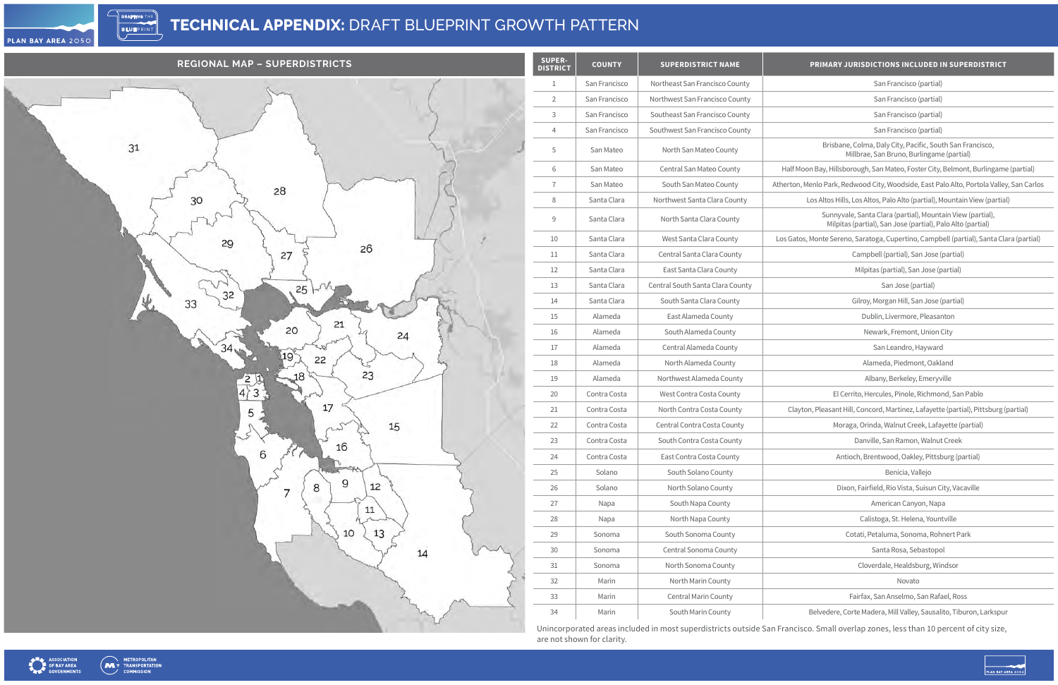# TECHNICAL APPENDIX: DRAFT BLUEPRINT GROWTH PATTERN

## REGIONAL MAP – SUPERDISTRICTS

31
30
28
29
27
26
25
32
33
20
21
24
34
19
22
23
2
1
18
4
3
17
5
15
16
6
7
8
9
12
11
10
13
14

| SUPER-DISTRICT | COUNTY | SUPERDISTRICT NAME | PRIMARY JURISDICTIONS INCLUDED IN SUPERDISTRICT |
|---|---|---|---|
| 1 | San Francisco | Northeast San Francisco County | San Francisco (partial) |
| 2 | San Francisco | Northwest San Francisco County | San Francisco (partial) |
| 3 | San Francisco | Southeast San Francisco County | San Francisco (partial) |
| 4 | San Francisco | Southwest San Francisco County | San Francisco (partial) |
| 5 | San Mateo | North San Mateo County | Brisbane, Colma, Daly City, Pacific, South San Francisco, Millbrae, San Bruno, Burlingame (partial) |
| 6 | San Mateo | Central San Mateo County | Half Moon Bay, Hillsborough, San Mateo, Foster City, Belmont, Burlingame (partial) |
| 7 | San Mateo | South San Mateo County | Atherton, Menlo Park, Redwood City, Woodside, East Palo Alto, Portola Valley, San Carlos |
| 8 | Santa Clara | Northwest Santa Clara County | Los Altos Hills, Los Altos, Palo Alto (partial), Mountain View (partial) |
| 9 | Santa Clara | North Santa Clara County | Sunnyvale, Santa Clara (partial), Mountain View (partial), Milpitas (partial), San Jose (partial), Palo Alto (partial) |
| 10 | Santa Clara | West Santa Clara County | Los Gatos, Monte Sereno, Saratoga, Cupertino, Campbell (partial), Santa Clara (partial) |
| 11 | Santa Clara | Central Santa Clara County | Campbell (partial), San Jose (partial) |
| 12 | Santa Clara | East Santa Clara County | Milpitas (partial), San Jose (partial) |
| 13 | Santa Clara | Central South Santa Clara County | San Jose (partial) |
| 14 | Santa Clara | South Santa Clara County | Gilroy, Morgan Hill, San Jose (partial) |
| 15 | Alameda | East Alameda County | Dublin, Livermore, Pleasanton |
| 16 | Alameda | South Alameda County | Newark, Fremont, Union City |
| 17 | Alameda | Central Alameda County | San Leandro, Hayward |
| 18 | Alameda | North Alameda County | Alameda, Piedmont, Oakland |
| 19 | Alameda | Northwest Alameda County | Albany, Berkeley, Emeryville |
| 20 | Contra Costa | West Contra Costa County | El Cerrito, Hercules, Pinole, Richmond, San Pablo |
| 21 | Contra Costa | North Contra Costa County | Clayton, Pleasant Hill, Concord, Martinez, Lafayette (partial), Pittsburg (partial) |
| 22 | Contra Costa | Central Contra Costa County | Moraga, Orinda, Walnut Creek, Lafayette (partial) |
| 23 | Contra Costa | South Contra Costa County | Danville, San Ramon, Walnut Creek |
| 24 | Contra Costa | East Contra Costa County | Antioch, Brentwood, Oakley, Pittsburg (partial) |
| 25 | Solano | South Solano County | Benicia, Vallejo |
| 26 | Solano | North Solano County | Dixon, Fairfield, Rio Vista, Suisun City, Vacaville |
| 27 | Napa | South Napa County | American Canyon, Napa |
| 28 | Napa | North Napa County | Calistoga, St. Helena, Yountville |
| 29 | Sonoma | South Sonoma County | Cotati, Petaluma, Sonoma, Rohnert Park |
| 30 | Sonoma | Central Sonoma County | Santa Rosa, Sebastopol |
| 31 | Sonoma | North Sonoma County | Cloverdale, Healdsburg, Windsor |
| 32 | Marin | North Marin County | Novato |
| 33 | Marin | Central Marin County | Fairfax, San Anselmo, San Rafael, Ross |
| 34 | Marin | South Marin County | Belvedere, Corte Madera, Mill Valley, Sausalito, Tiburon, Larkspur |

Unincorporated areas included in most superdistricts outside San Francisco. Small overlap zones, less than 10 percent of city size, are not shown for clarity.